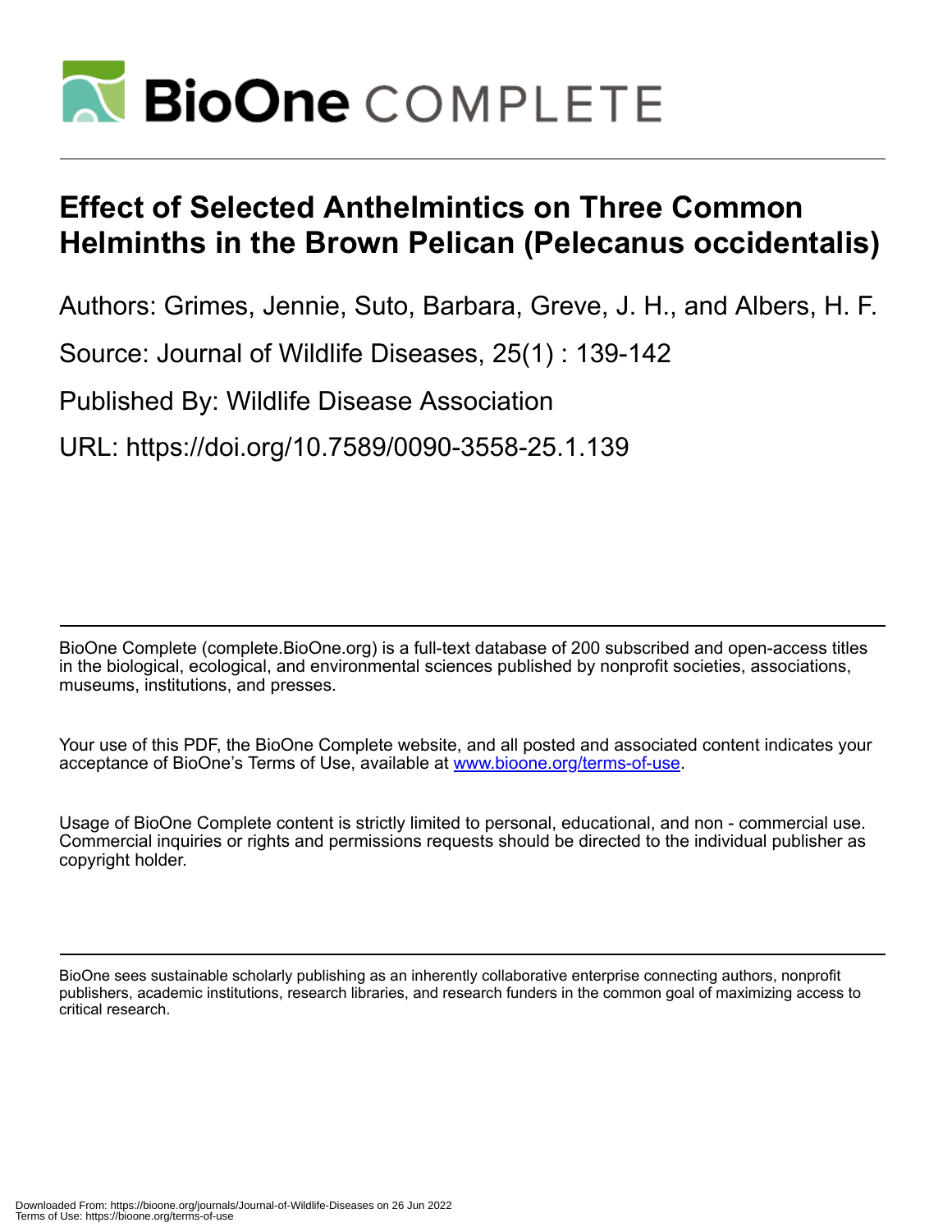# Effect of Selected Anthelmintics on Three Common Helminths in the Brown Pelican (Pelecanus occidentalis)

Authors: Grimes, Jennie, Suto, Barbara, Greve, J. H., and Albers, H. F.

Source: Journal of Wildlife Diseases, 25(1) : 139-142

Published By: Wildlife Disease Association

URL: https://doi.org/10.7589/0090-3558-25.1.139

---

BioOne Complete (complete.BioOne.org) is a full-text database of 200 subscribed and open-access titles in the biological, ecological, and environmental sciences published by nonprofit societies, associations, museums, institutions, and presses.

Your use of this PDF, the BioOne Complete website, and all posted and associated content indicates your acceptance of BioOne's Terms of Use, available at www.bioone.org/terms-of-use.

Usage of BioOne Complete content is strictly limited to personal, educational, and non - commercial use. Commercial inquiries or rights and permissions requests should be directed to the individual publisher as copyright holder.

---

BioOne sees sustainable scholarly publishing as an inherently collaborative enterprise connecting authors, nonprofit publishers, academic institutions, research libraries, and research funders in the common goal of maximizing access to critical research.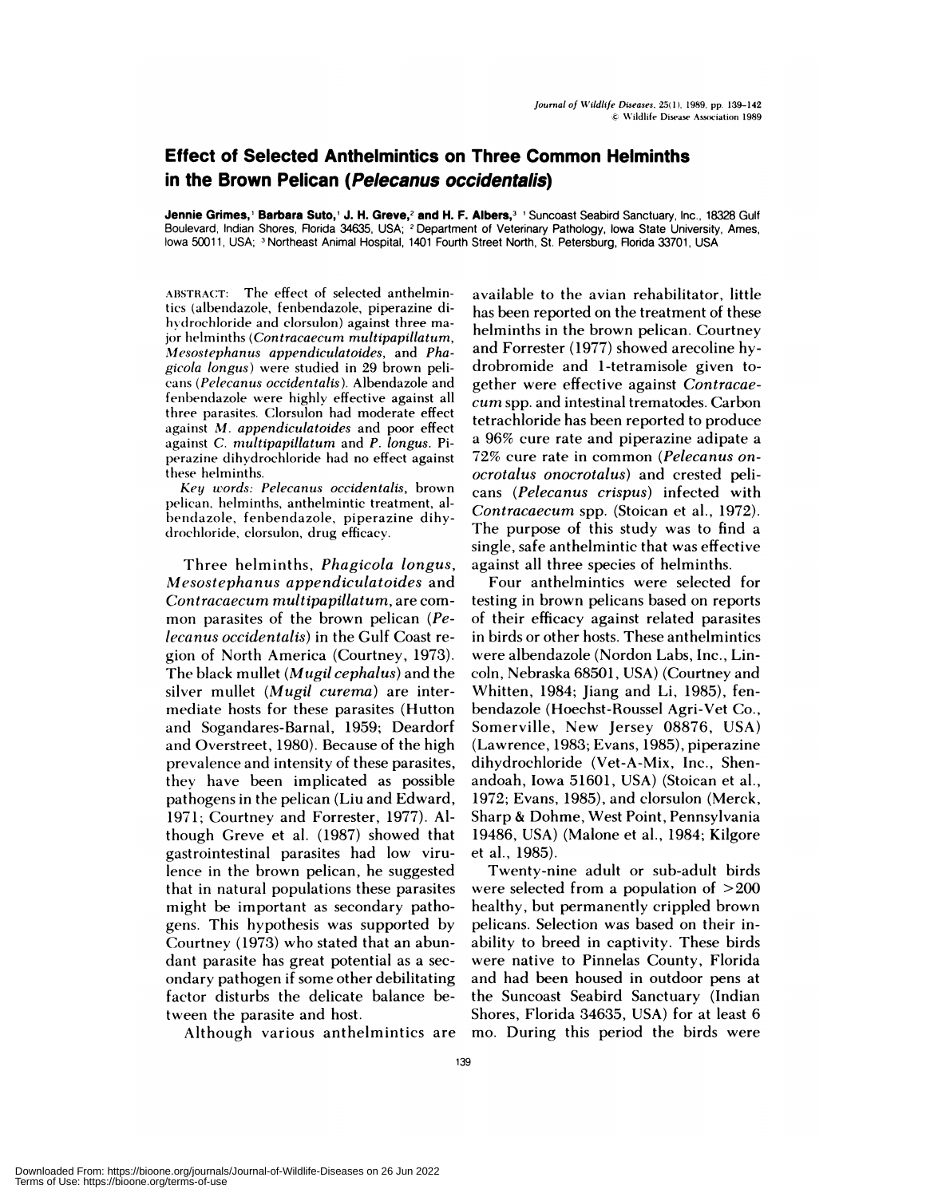# Effect of Selected Anthelmintics on Three Common Helminths in the Brown Pelican (*Pelecanus occidentalis*)

**Jennie Grimes,[1] Barbara Suto,[1] J. H. Greve,[2] and H. F. Albers,[3]** [1] Suncoast Seabird Sanctuary, Inc., 18328 Gulf Boulevard, Indian Shores, Florida 34635, USA; [2] Department of Veterinary Pathology, Iowa State University, Ames, Iowa 50011, USA; [3] Northeast Animal Hospital, 1401 Fourth Street North, St. Petersburg, Florida 33701, USA

ABSTRACT: The effect of selected anthelmintics (albendazole, fenbendazole, piperazine dihydrochloride and clorsulon) against three major helminths (*Contracaecum multipapillatum*, *Mesostephanus appendiculatoides*, and *Phagicola longus*) were studied in 29 brown pelicans (*Pelecanus occidentalis*). Albendazole and fenbendazole were highly effective against all three parasites. Clorsulon had moderate effect against *M. appendiculatoides* and poor effect against *C. multipapillatum* and *P. longus*. Piperazine dihydrochloride had no effect against these helminths.

*Key words:* *Pelecanus occidentalis*, brown pelican, helminths, anthelmintic treatment, albendazole, fenbendazole, piperazine dihydrochloride, clorsulon, drug efficacy.

Three helminths, *Phagicola longus*, *Mesostephanus appendiculatoides* and *Contracaecum multipapillatum*, are common parasites of the brown pelican (*Pelecanus occidentalis*) in the Gulf Coast region of North America (Courtney, 1973). The black mullet (*Mugil cephalus*) and the silver mullet (*Mugil curema*) are intermediate hosts for these parasites (Hutton and Sogandares-Barnal, 1959; Deardorf and Overstreet, 1980). Because of the high prevalence and intensity of these parasites, they have been implicated as possible pathogens in the pelican (Liu and Edward, 1971; Courtney and Forrester, 1977). Although Greve et al. (1987) showed that gastrointestinal parasites had low virulence in the brown pelican, he suggested that in natural populations these parasites might be important as secondary pathogens. This hypothesis was supported by Courtney (1973) who stated that an abundant parasite has great potential as a secondary pathogen if some other debilitating factor disturbs the delicate balance between the parasite and host.

Although various anthelmintics are available to the avian rehabilitator, little has been reported on the treatment of these helminths in the brown pelican. Courtney and Forrester (1977) showed arecoline hydrobromide and 1-tetramisole given together were effective against *Contracaecum* spp. and intestinal trematodes. Carbon tetrachloride has been reported to produce a 96% cure rate and piperazine adipate a 72% cure rate in common (*Pelecanus onocrotalus onocrotalus*) and crested pelicans (*Pelecanus crispus*) infected with *Contracaecum* spp. (Stoican et al., 1972). The purpose of this study was to find a single, safe anthelmintic that was effective against all three species of helminths.

Four anthelmintics were selected for testing in brown pelicans based on reports of their efficacy against related parasites in birds or other hosts. These anthelmintics were albendazole (Nordon Labs, Inc., Lincoln, Nebraska 68501, USA) (Courtney and Whitten, 1984; Jiang and Li, 1985), fenbendazole (Hoechst-Roussel Agri-Vet Co., Somerville, New Jersey 08876, USA) (Lawrence, 1983; Evans, 1985), piperazine dihydrochloride (Vet-A-Mix, Inc., Shenandoah, Iowa 51601, USA) (Stoican et al., 1972; Evans, 1985), and clorsulon (Merck, Sharp & Dohme, West Point, Pennsylvania 19486, USA) (Malone et al., 1984; Kilgore et al., 1985).

Twenty-nine adult or sub-adult birds were selected from a population of >200 healthy, but permanently crippled brown pelicans. Selection was based on their inability to breed in captivity. These birds were native to Pinnelas County, Florida and had been housed in outdoor pens at the Suncoast Seabird Sanctuary (Indian Shores, Florida 34635, USA) for at least 6 mo. During this period the birds were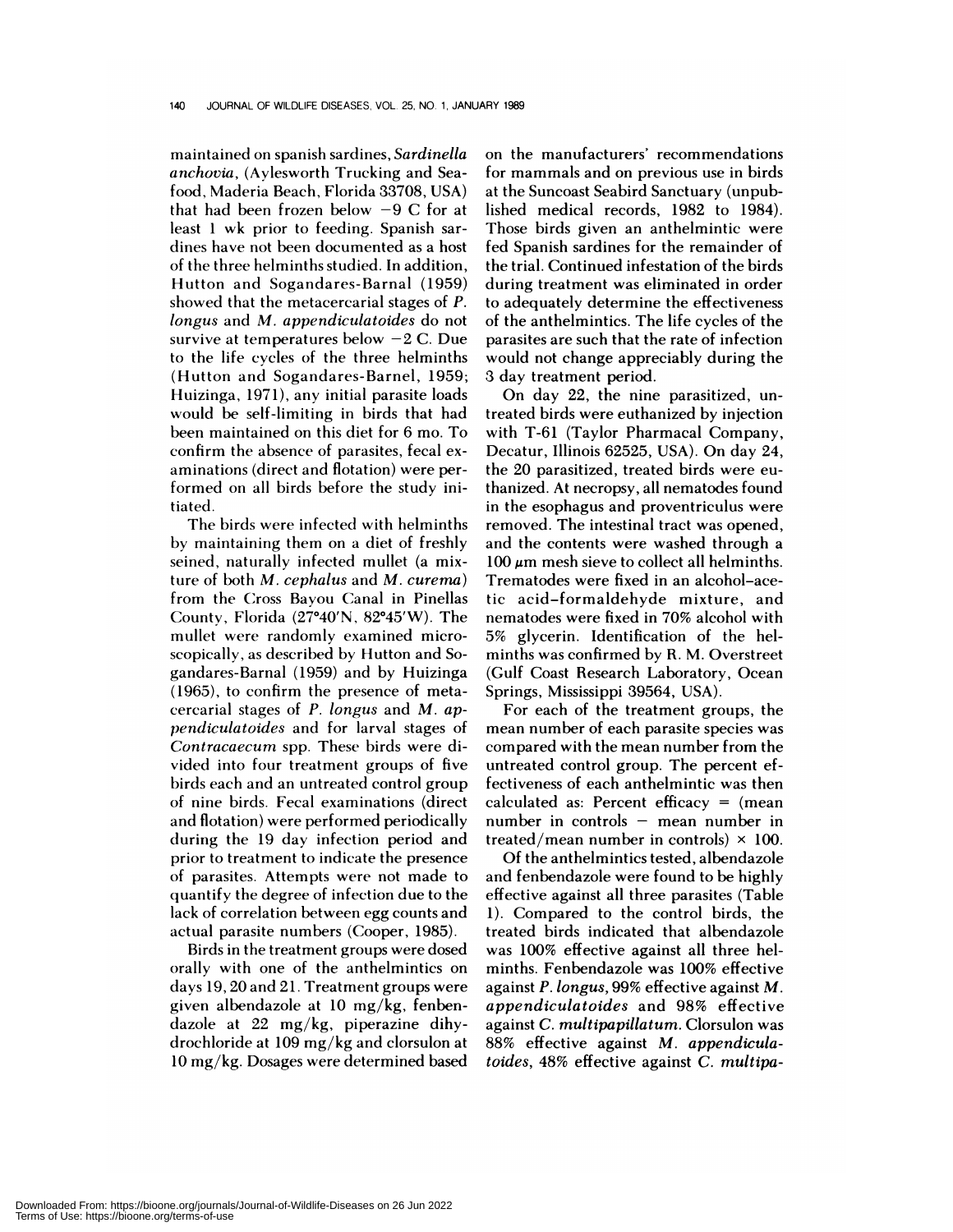maintained on spanish sardines, *Sardinella anchovia*, (Aylesworth Trucking and Seafood, Maderia Beach, Florida 33708, USA) that had been frozen below −9 C for at least 1 wk prior to feeding. Spanish sardines have not been documented as a host of the three helminths studied. In addition, Hutton and Sogandares-Barnal (1959) showed that the metacercarial stages of *P. longus* and *M. appendiculatoides* do not survive at temperatures below −2 C. Due to the life cycles of the three helminths (Hutton and Sogandares-Barnel, 1959; Huizinga, 1971), any initial parasite loads would be self-limiting in birds that had been maintained on this diet for 6 mo. To confirm the absence of parasites, fecal examinations (direct and flotation) were performed on all birds before the study initiated.

The birds were infected with helminths by maintaining them on a diet of freshly seined, naturally infected mullet (a mixture of both *M. cephalus* and *M. curema*) from the Cross Bayou Canal in Pinellas County, Florida (27°40′N, 82°45′W). The mullet were randomly examined microscopically, as described by Hutton and Sogandares-Barnal (1959) and by Huizinga (1965), to confirm the presence of metacercarial stages of *P. longus* and *M. appendiculatoides* and for larval stages of *Contracaecum* spp. These birds were divided into four treatment groups of five birds each and an untreated control group of nine birds. Fecal examinations (direct and flotation) were performed periodically during the 19 day infection period and prior to treatment to indicate the presence of parasites. Attempts were not made to quantify the degree of infection due to the lack of correlation between egg counts and actual parasite numbers (Cooper, 1985).

Birds in the treatment groups were dosed orally with one of the anthelmintics on days 19, 20 and 21. Treatment groups were given albendazole at 10 mg/kg, fenbendazole at 22 mg/kg, piperazine dihydrochloride at 109 mg/kg and clorsulon at 10 mg/kg. Dosages were determined based on the manufacturers' recommendations for mammals and on previous use in birds at the Suncoast Seabird Sanctuary (unpublished medical records, 1982 to 1984). Those birds given an anthelmintic were fed Spanish sardines for the remainder of the trial. Continued infestation of the birds during treatment was eliminated in order to adequately determine the effectiveness of the anthelmintics. The life cycles of the parasites are such that the rate of infection would not change appreciably during the 3 day treatment period.

On day 22, the nine parasitized, untreated birds were euthanized by injection with T-61 (Taylor Pharmacal Company, Decatur, Illinois 62525, USA). On day 24, the 20 parasitized, treated birds were euthanized. At necropsy, all nematodes found in the esophagus and proventriculus were removed. The intestinal tract was opened, and the contents were washed through a 100 μm mesh sieve to collect all helminths. Trematodes were fixed in an alcohol–acetic acid–formaldehyde mixture, and nematodes were fixed in 70% alcohol with 5% glycerin. Identification of the helminths was confirmed by R. M. Overstreet (Gulf Coast Research Laboratory, Ocean Springs, Mississippi 39564, USA).

For each of the treatment groups, the mean number of each parasite species was compared with the mean number from the untreated control group. The percent effectiveness of each anthelmintic was then calculated as: Percent efficacy = (mean number in controls − mean number in treated/mean number in controls) × 100.

Of the anthelmintics tested, albendazole and fenbendazole were found to be highly effective against all three parasites (Table 1). Compared to the control birds, the treated birds indicated that albendazole was 100% effective against all three helminths. Fenbendazole was 100% effective against *P. longus*, 99% effective against *M. appendiculatoides* and 98% effective against *C. multipapillatum*. Clorsulon was 88% effective against *M. appendiculatoides*, 48% effective against *C. multipa-*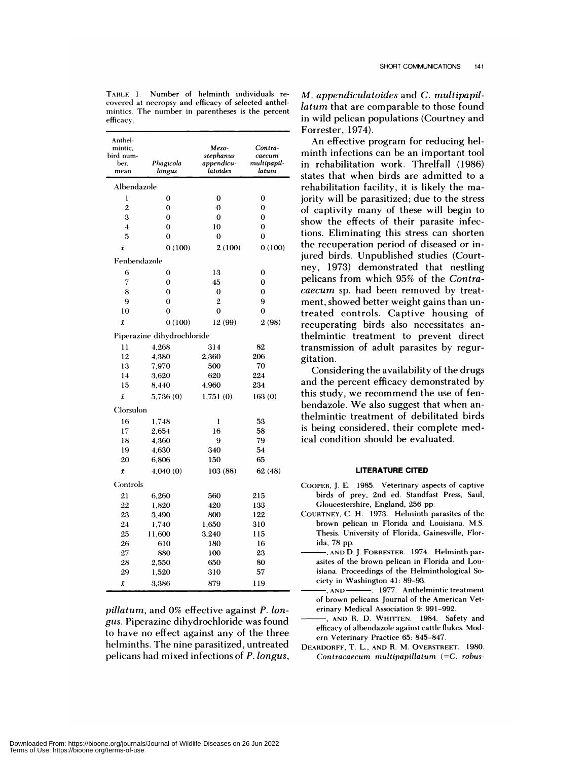TABLE 1. Number of helminth individuals recovered at necropsy and efficacy of selected anthelmintics. The number in parentheses is the percent efficacy.

| Anthelmintic, bird number, mean | *Phagicola longus* | *Mesostephanus appendiculatoides* | *Contracaecum multipapillatum* |
|---|---|---|---|
| Albendazole | | | |
| 1 | 0 | 0 | 0 |
| 2 | 0 | 0 | 0 |
| 3 | 0 | 0 | 0 |
| 4 | 0 | 10 | 0 |
| 5 | 0 | 0 | 0 |
| $\bar{x}$ | 0 (100) | 2 (100) | 0 (100) |
| Fenbendazole | | | |
| 6 | 0 | 13 | 0 |
| 7 | 0 | 45 | 0 |
| 8 | 0 | 0 | 0 |
| 9 | 0 | 2 | 9 |
| 10 | 0 | 0 | 0 |
| $\bar{x}$ | 0 (100) | 12 (99) | 2 (98) |
| Piperazine dihydrochloride | | | |
| 11 | 4,268 | 314 | 82 |
| 12 | 4,380 | 2,360 | 206 |
| 13 | 7,970 | 500 | 70 |
| 14 | 3,620 | 620 | 224 |
| 15 | 8,440 | 4,960 | 234 |
| $\bar{x}$ | 5,736 (0) | 1,751 (0) | 163 (0) |
| Clorsulon | | | |
| 16 | 1,748 | 1 | 53 |
| 17 | 2,654 | 16 | 58 |
| 18 | 4,360 | 9 | 79 |
| 19 | 4,630 | 340 | 54 |
| 20 | 6,806 | 150 | 65 |
| $\bar{x}$ | 4,040 (0) | 103 (88) | 62 (48) |
| Controls | | | |
| 21 | 6,260 | 560 | 215 |
| 22 | 1,820 | 420 | 133 |
| 23 | 3,490 | 800 | 122 |
| 24 | 1,740 | 1,650 | 310 |
| 25 | 11,600 | 3,240 | 115 |
| 26 | 610 | 180 | 16 |
| 27 | 880 | 100 | 23 |
| 28 | 2,550 | 650 | 80 |
| 29 | 1,520 | 310 | 57 |
| $\bar{x}$ | 3,386 | 879 | 119 |

*pillatum*, and 0% effective against *P. longus*. Piperazine dihydrochloride was found to have no effect against any of the three helminths. The nine parasitized, untreated pelicans had mixed infections of *P. longus*, *M. appendiculatoides* and *C. multipapillatum* that are comparable to those found in wild pelican populations (Courtney and Forrester, 1974).

An effective program for reducing helminth infections can be an important tool in rehabilitation work. Threlfall (1986) states that when birds are admitted to a rehabilitation facility, it is likely the majority will be parasitized; due to the stress of captivity many of these will begin to show the effects of their parasite infections. Eliminating this stress can shorten the recuperation period of diseased or injured birds. Unpublished studies (Courtney, 1973) demonstrated that nestling pelicans from which 95% of the *Contracaecum* sp. had been removed by treatment, showed better weight gains than untreated controls. Captive housing of recuperating birds also necessitates anthelmintic treatment to prevent direct transmission of adult parasites by regurgitation.

Considering the availability of the drugs and the percent efficacy demonstrated by this study, we recommend the use of fenbendazole. We also suggest that when anthelmintic treatment of debilitated birds is being considered, their complete medical condition should be evaluated.

## LITERATURE CITED

COOPER, J. E. 1985. Veterinary aspects of captive birds of prey, 2nd ed. Standfast Press, Saul, Gloucestershire, England, 256 pp.

COURTNEY, C. H. 1973. Helminth parasites of the brown pelican in Florida and Louisiana. M.S. Thesis. University of Florida, Gainesville, Florida, 78 pp.

———, AND D. J. FORRESTER. 1974. Helminth parasites of the brown pelican in Florida and Louisiana. Proceedings of the Helminthological Society in Washington 41: 89–93.

———, AND ———. 1977. Anthelmintic treatment of brown pelicans. Journal of the American Veterinary Medical Association 9: 991–992.

———, AND R. D. WHITTEN. 1984. Safety and efficacy of albendazole against cattle flukes. Modern Veterinary Practice 65: 845–847.

DEARDORFF, T. L., AND R. M. OVERSTREET. 1980. *Contracaecum multipapillatum* (=*C. robus-*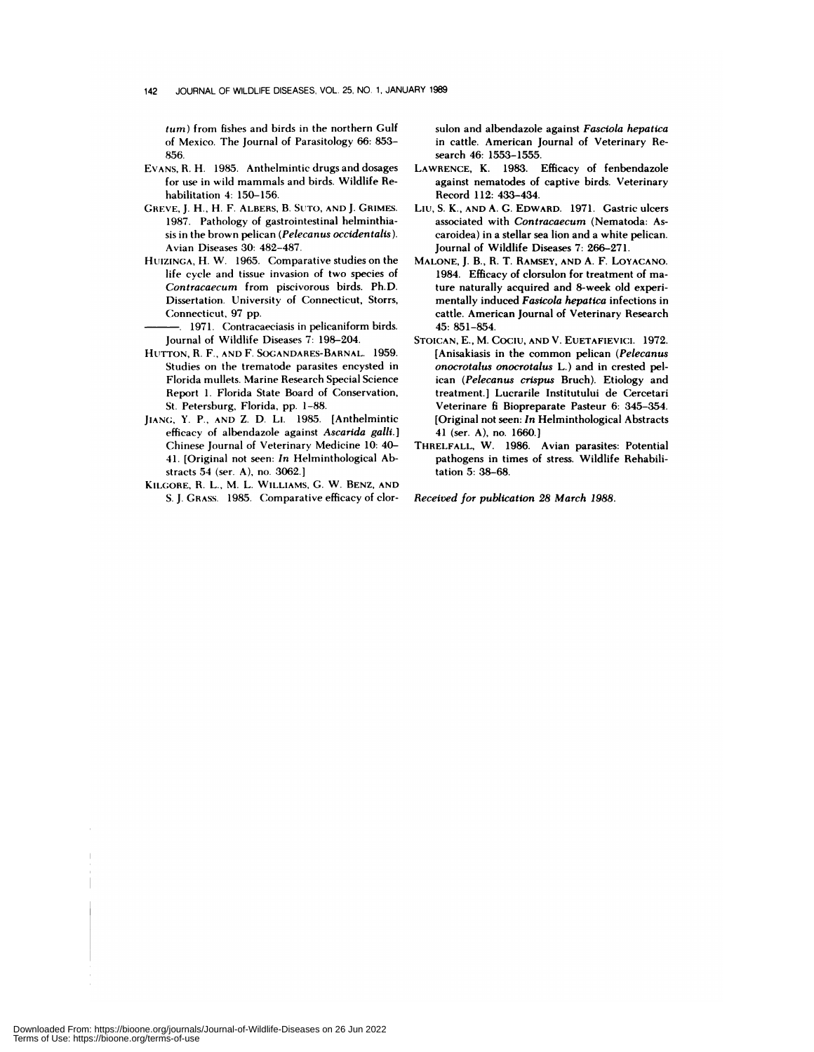*tum*) from fishes and birds in the northern Gulf of Mexico. The Journal of Parasitology 66: 853–856.

EVANS, R. H. 1985. Anthelmintic drugs and dosages for use in wild mammals and birds. Wildlife Rehabilitation 4: 150–156.

GREVE, J. H., H. F. ALBERS, B. SUTO, AND J. GRIMES. 1987. Pathology of gastrointestinal helminthiasis in the brown pelican (*Pelecanus occidentalis*). Avian Diseases 30: 482–487.

HUIZINGA, H. W. 1965. Comparative studies on the life cycle and tissue invasion of two species of *Contracaecum* from piscivorous birds. Ph.D. Dissertation. University of Connecticut, Storrs, Connecticut, 97 pp.

———. 1971. Contracaeciasis in pelicaniform birds. Journal of Wildlife Diseases 7: 198–204.

HUTTON, R. F., AND F. SOGANDARES-BARNAL. 1959. Studies on the trematode parasites encysted in Florida mullets. Marine Research Special Science Report 1. Florida State Board of Conservation, St. Petersburg, Florida, pp. 1–88.

JIANG, Y. P., AND Z. D. LI. 1985. [Anthelmintic efficacy of albendazole against *Ascarida galli*.] Chinese Journal of Veterinary Medicine 10: 40–41. [Original not seen: *In* Helminthological Abstracts 54 (ser. A), no. 3062.]

KILGORE, R. L., M. L. WILLIAMS, G. W. BENZ, AND S. J. GRASS. 1985. Comparative efficacy of clorsulon and albendazole against *Fasciola hepatica* in cattle. American Journal of Veterinary Research 46: 1553–1555.

LAWRENCE, K. 1983. Efficacy of fenbendazole against nematodes of captive birds. Veterinary Record 112: 433–434.

LIU, S. K., AND A. G. EDWARD. 1971. Gastric ulcers associated with *Contracaecum* (Nematoda: Ascaroidea) in a stellar sea lion and a white pelican. Journal of Wildlife Diseases 7: 266–271.

MALONE, J. B., R. T. RAMSEY, AND A. F. LOYACANO. 1984. Efficacy of clorsulon for treatment of mature naturally acquired and 8-week old experimentally induced *Fasicola hepatica* infections in cattle. American Journal of Veterinary Research 45: 851–854.

STOICAN, E., M. COCIU, AND V. EUETAFIEVICI. 1972. [Anisakiasis in the common pelican (*Pelecanus onocrotalus onocrotalus* L.) and in crested pelican (*Pelecanus crispus* Bruch). Etiology and treatment.] Lucrarile Institutului de Cercetari Veterinare fi Biopreparate Pasteur 6: 345–354. [Original not seen: *In* Helminthological Abstracts 41 (ser. A), no. 1660.]

THRELFALL, W. 1986. Avian parasites: Potential pathogens in times of stress. Wildlife Rehabilitation 5: 38–68.

*Received for publication 28 March 1988.*